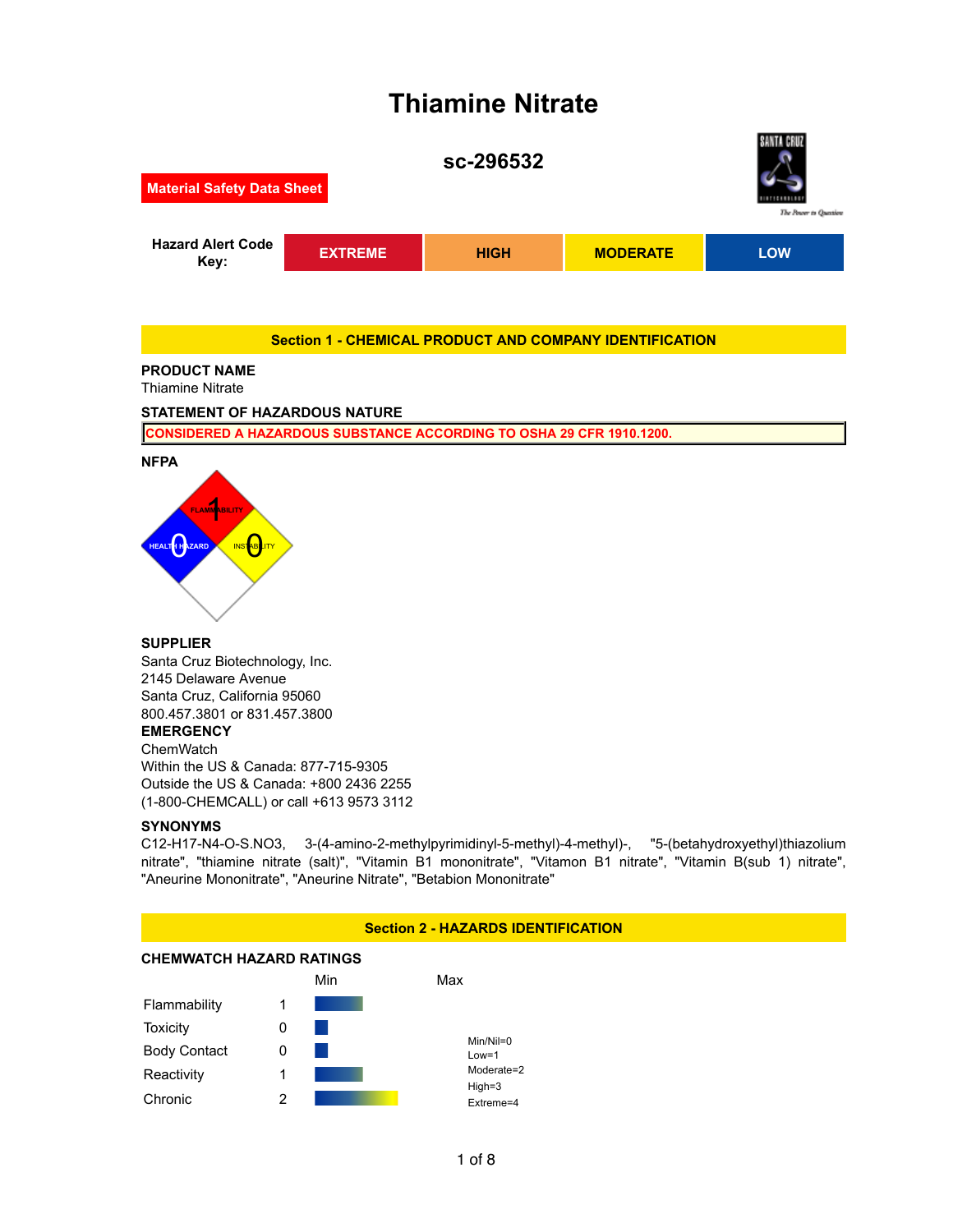# Thiamine Nitrate

## sc-296532

**Material Safety Data Sheet**

| Hazard Alert Code Key: | EXTREME | HIGH | MODERATE | LOW |
|---|---|---|---|---|

## Section 1 - CHEMICAL PRODUCT AND COMPANY IDENTIFICATION

### PRODUCT NAME

Thiamine Nitrate

### STATEMENT OF HAZARDOUS NATURE

CONSIDERED A HAZARDOUS SUBSTANCE ACCORDING TO OSHA 29 CFR 1910.1200.

### NFPA

FLAMMABILITY 1
HEALTH HAZARD 0
INSTABILITY 0

### SUPPLIER

Santa Cruz Biotechnology, Inc.
2145 Delaware Avenue
Santa Cruz, California 95060
800.457.3801 or 831.457.3800

### EMERGENCY

ChemWatch
Within the US & Canada: 877-715-9305
Outside the US & Canada: +800 2436 2255
(1-800-CHEMCALL) or call +613 9573 3112

### SYNONYMS

C12-H17-N4-O-S.NO3, 3-(4-amino-2-methylpyrimidinyl-5-methyl)-4-methyl)-, "5-(betahydroxyethyl)thiazolium nitrate", "thiamine nitrate (salt)", "Vitamin B1 mononitrate", "Vitamon B1 nitrate", "Vitamin B(sub 1) nitrate", "Aneurine Mononitrate", "Aneurine Nitrate", "Betabion Mononitrate"

## Section 2 - HAZARDS IDENTIFICATION

### CHEMWATCH HAZARD RATINGS

| | | Min | Max |
|---|---|---|---|
| Flammability | 1 | | |
| Toxicity | 0 | | |
| Body Contact | 0 | | |
| Reactivity | 1 | | |
| Chronic | 2 | | |

Min/Nil=0
Low=1
Moderate=2
High=3
Extreme=4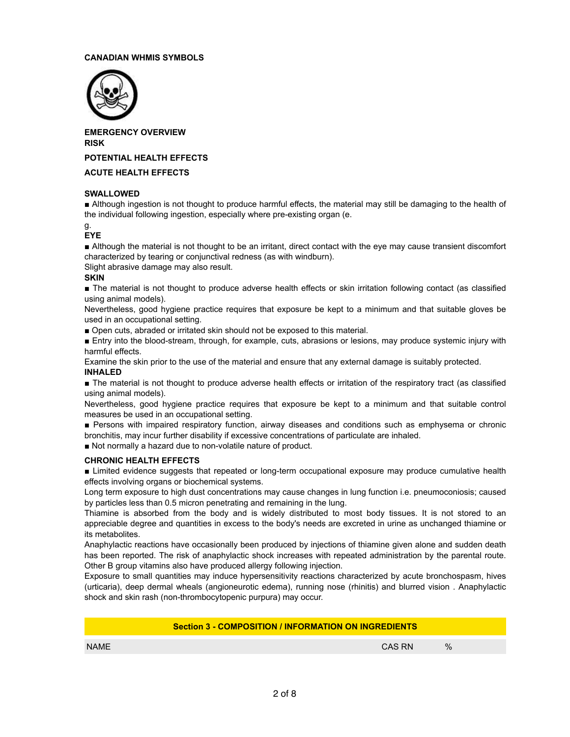**CANADIAN WHMIS SYMBOLS**

**EMERGENCY OVERVIEW**
**RISK**

**POTENTIAL HEALTH EFFECTS**

**ACUTE HEALTH EFFECTS**

**SWALLOWED**

■ Although ingestion is not thought to produce harmful effects, the material may still be damaging to the health of the individual following ingestion, especially where pre-existing organ (e.

g.

**EYE**

■ Although the material is not thought to be an irritant, direct contact with the eye may cause transient discomfort characterized by tearing or conjunctival redness (as with windburn).
Slight abrasive damage may also result.

**SKIN**

■ The material is not thought to produce adverse health effects or skin irritation following contact (as classified using animal models).
Nevertheless, good hygiene practice requires that exposure be kept to a minimum and that suitable gloves be used in an occupational setting.

■ Open cuts, abraded or irritated skin should not be exposed to this material.

■ Entry into the blood-stream, through, for example, cuts, abrasions or lesions, may produce systemic injury with harmful effects.
Examine the skin prior to the use of the material and ensure that any external damage is suitably protected.

**INHALED**

■ The material is not thought to produce adverse health effects or irritation of the respiratory tract (as classified using animal models).
Nevertheless, good hygiene practice requires that exposure be kept to a minimum and that suitable control measures be used in an occupational setting.

■ Persons with impaired respiratory function, airway diseases and conditions such as emphysema or chronic bronchitis, may incur further disability if excessive concentrations of particulate are inhaled.

■ Not normally a hazard due to non-volatile nature of product.

**CHRONIC HEALTH EFFECTS**

■ Limited evidence suggests that repeated or long-term occupational exposure may produce cumulative health effects involving organs or biochemical systems.
Long term exposure to high dust concentrations may cause changes in lung function i.e. pneumoconiosis; caused by particles less than 0.5 micron penetrating and remaining in the lung.
Thiamine is absorbed from the body and is widely distributed to most body tissues. It is not stored to an appreciable degree and quantities in excess to the body's needs are excreted in urine as unchanged thiamine or its metabolites.
Anaphylactic reactions have occasionally been produced by injections of thiamine given alone and sudden death has been reported. The risk of anaphylactic shock increases with repeated administration by the parental route. Other B group vitamins also have produced allergy following injection.
Exposure to small quantities may induce hypersensitivity reactions characterized by acute bronchospasm, hives (urticaria), deep dermal wheals (angioneurotic edema), running nose (rhinitis) and blurred vision . Anaphylactic shock and skin rash (non-thrombocytopenic purpura) may occur.

## Section 3 - COMPOSITION / INFORMATION ON INGREDIENTS

| NAME | CAS RN | % |
| --- | --- | --- |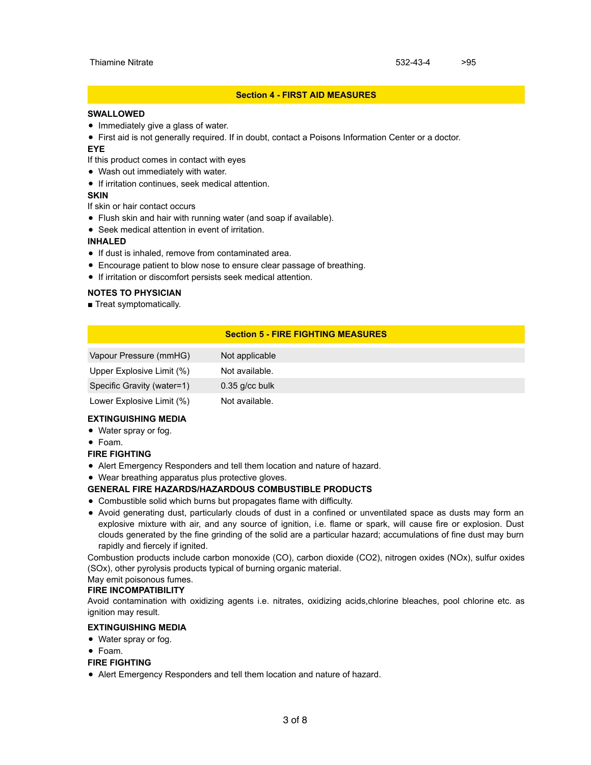| Thiamine Nitrate | 532-43-4 | >95 |
|---|---|---|

## Section 4 - FIRST AID MEASURES

**SWALLOWED**

- Immediately give a glass of water.
- First aid is not generally required. If in doubt, contact a Poisons Information Center or a doctor.

**EYE**

If this product comes in contact with eyes

- Wash out immediately with water.
- If irritation continues, seek medical attention.

**SKIN**

If skin or hair contact occurs

- Flush skin and hair with running water (and soap if available).
- Seek medical attention in event of irritation.

**INHALED**

- If dust is inhaled, remove from contaminated area.
- Encourage patient to blow nose to ensure clear passage of breathing.
- If irritation or discomfort persists seek medical attention.

**NOTES TO PHYSICIAN**

■ Treat symptomatically.

## Section 5 - FIRE FIGHTING MEASURES

| Property | Value |
|---|---|
| Vapour Pressure (mmHG) | Not applicable |
| Upper Explosive Limit (%) | Not available. |
| Specific Gravity (water=1) | 0.35 g/cc bulk |
| Lower Explosive Limit (%) | Not available. |

**EXTINGUISHING MEDIA**

- Water spray or fog.
- Foam.

**FIRE FIGHTING**

- Alert Emergency Responders and tell them location and nature of hazard.
- Wear breathing apparatus plus protective gloves.

**GENERAL FIRE HAZARDS/HAZARDOUS COMBUSTIBLE PRODUCTS**

- Combustible solid which burns but propagates flame with difficulty.
- Avoid generating dust, particularly clouds of dust in a confined or unventilated space as dusts may form an explosive mixture with air, and any source of ignition, i.e. flame or spark, will cause fire or explosion. Dust clouds generated by the fine grinding of the solid are a particular hazard; accumulations of fine dust may burn rapidly and fiercely if ignited.

Combustion products include carbon monoxide (CO), carbon dioxide ($CO_2$), nitrogen oxides ($NO_x$), sulfur oxides ($SO_x$), other pyrolysis products typical of burning organic material.

May emit poisonous fumes.

**FIRE INCOMPATIBILITY**

Avoid contamination with oxidizing agents i.e. nitrates, oxidizing acids,chlorine bleaches, pool chlorine etc. as ignition may result.

**EXTINGUISHING MEDIA**

- Water spray or fog.
- Foam.

**FIRE FIGHTING**

- Alert Emergency Responders and tell them location and nature of hazard.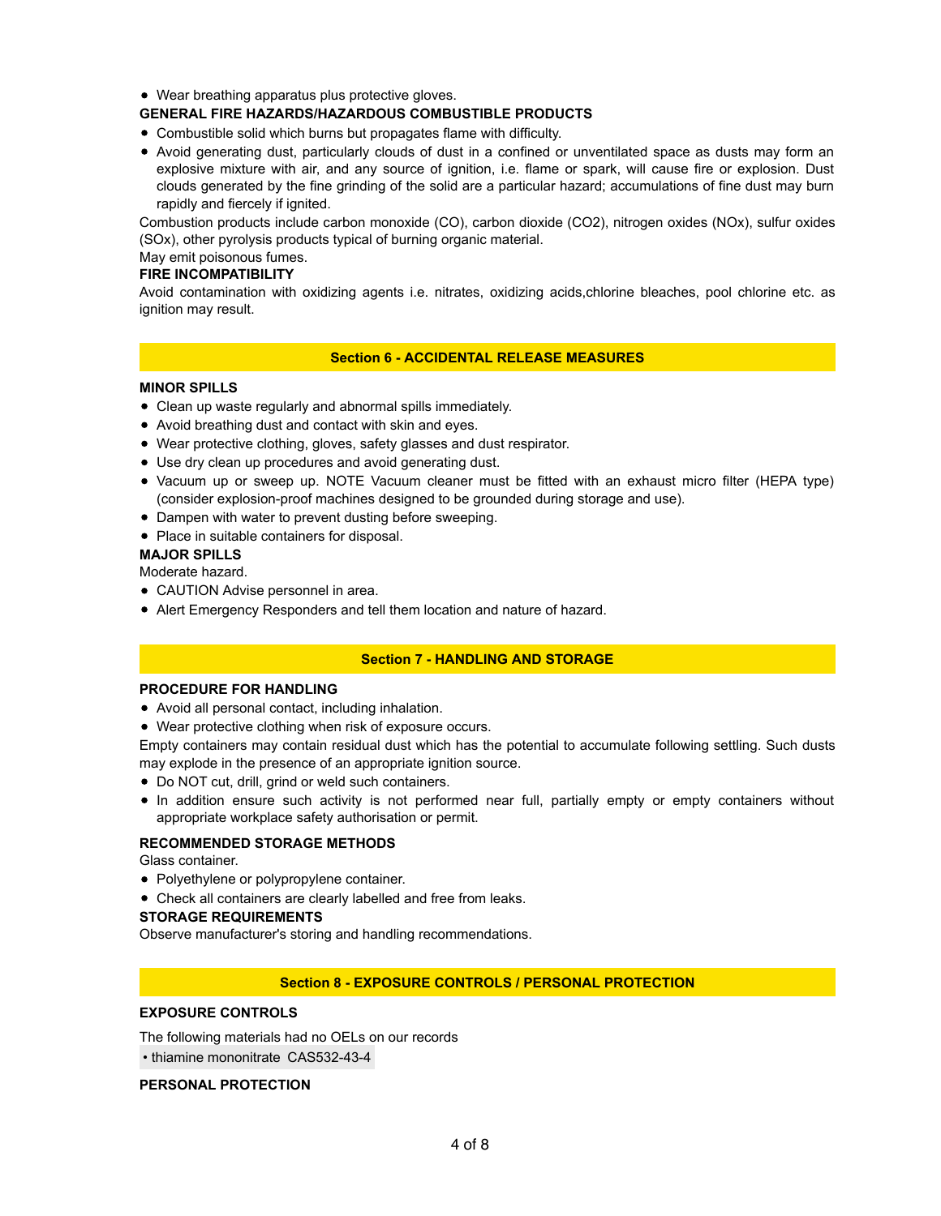- Wear breathing apparatus plus protective gloves.

**GENERAL FIRE HAZARDS/HAZARDOUS COMBUSTIBLE PRODUCTS**

- Combustible solid which burns but propagates flame with difficulty.
- Avoid generating dust, particularly clouds of dust in a confined or unventilated space as dusts may form an explosive mixture with air, and any source of ignition, i.e. flame or spark, will cause fire or explosion. Dust clouds generated by the fine grinding of the solid are a particular hazard; accumulations of fine dust may burn rapidly and fiercely if ignited.

Combustion products include carbon monoxide (CO), carbon dioxide ($CO_2$), nitrogen oxides (NOx), sulfur oxides (SOx), other pyrolysis products typical of burning organic material.

May emit poisonous fumes.

**FIRE INCOMPATIBILITY**

Avoid contamination with oxidizing agents i.e. nitrates, oxidizing acids,chlorine bleaches, pool chlorine etc. as ignition may result.

## Section 6 - ACCIDENTAL RELEASE MEASURES

**MINOR SPILLS**

- Clean up waste regularly and abnormal spills immediately.
- Avoid breathing dust and contact with skin and eyes.
- Wear protective clothing, gloves, safety glasses and dust respirator.
- Use dry clean up procedures and avoid generating dust.
- Vacuum up or sweep up. NOTE Vacuum cleaner must be fitted with an exhaust micro filter (HEPA type) (consider explosion-proof machines designed to be grounded during storage and use).
- Dampen with water to prevent dusting before sweeping.
- Place in suitable containers for disposal.

**MAJOR SPILLS**

Moderate hazard.

- CAUTION Advise personnel in area.
- Alert Emergency Responders and tell them location and nature of hazard.

## Section 7 - HANDLING AND STORAGE

**PROCEDURE FOR HANDLING**

- Avoid all personal contact, including inhalation.
- Wear protective clothing when risk of exposure occurs.

Empty containers may contain residual dust which has the potential to accumulate following settling. Such dusts may explode in the presence of an appropriate ignition source.

- Do NOT cut, drill, grind or weld such containers.
- In addition ensure such activity is not performed near full, partially empty or empty containers without appropriate workplace safety authorisation or permit.

**RECOMMENDED STORAGE METHODS**

Glass container.

- Polyethylene or polypropylene container.
- Check all containers are clearly labelled and free from leaks.

**STORAGE REQUIREMENTS**

Observe manufacturer's storing and handling recommendations.

## Section 8 - EXPOSURE CONTROLS / PERSONAL PROTECTION

**EXPOSURE CONTROLS**

The following materials had no OELs on our records

• thiamine mononitrate CAS532-43-4

**PERSONAL PROTECTION**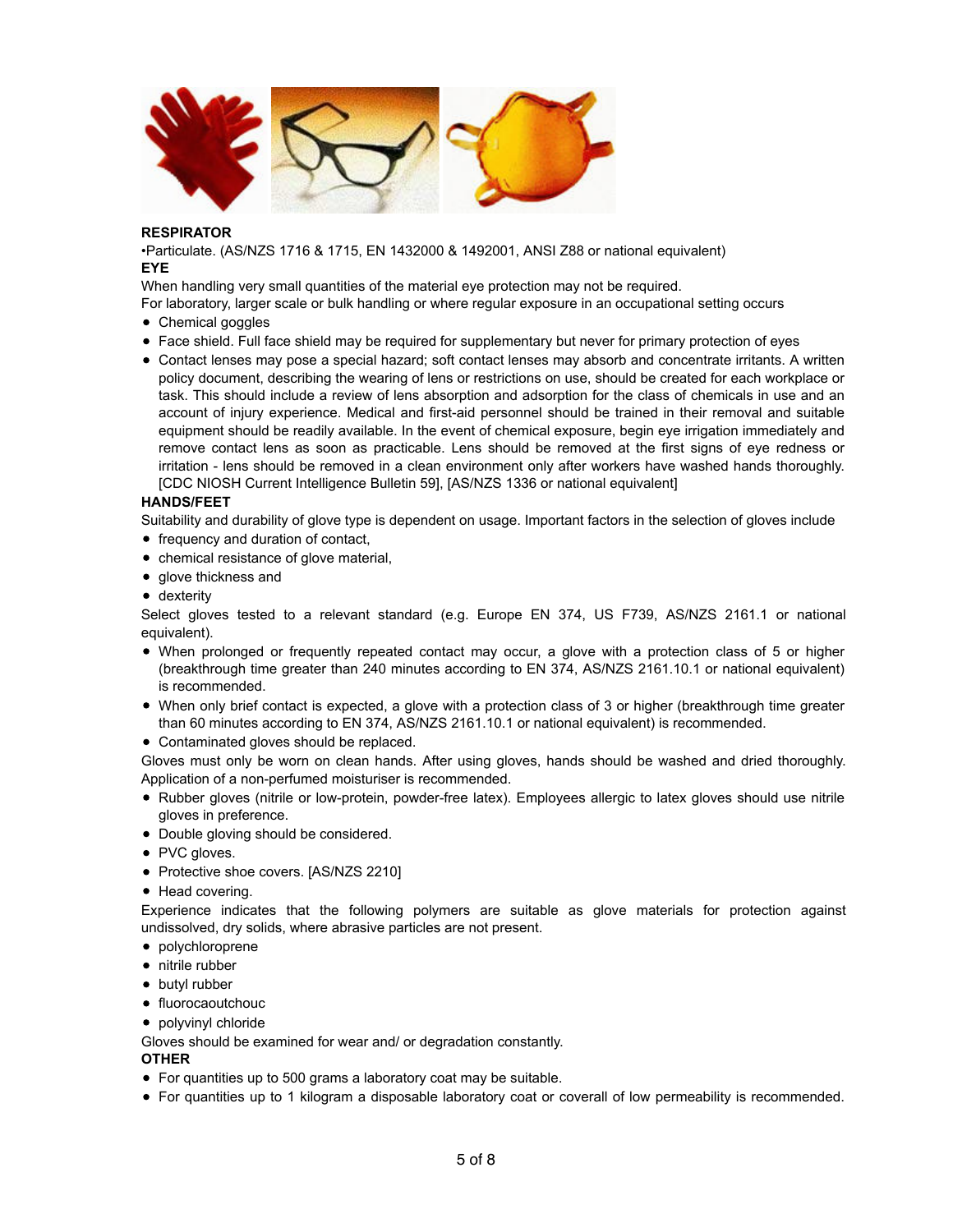**RESPIRATOR**

•Particulate. (AS/NZS 1716 & 1715, EN 1432000 & 1492001, ANSI Z88 or national equivalent)

**EYE**

When handling very small quantities of the material eye protection may not be required.

For laboratory, larger scale or bulk handling or where regular exposure in an occupational setting occurs

- Chemical goggles
- Face shield. Full face shield may be required for supplementary but never for primary protection of eyes
- Contact lenses may pose a special hazard; soft contact lenses may absorb and concentrate irritants. A written policy document, describing the wearing of lens or restrictions on use, should be created for each workplace or task. This should include a review of lens absorption and adsorption for the class of chemicals in use and an account of injury experience. Medical and first-aid personnel should be trained in their removal and suitable equipment should be readily available. In the event of chemical exposure, begin eye irrigation immediately and remove contact lens as soon as practicable. Lens should be removed at the first signs of eye redness or irritation - lens should be removed in a clean environment only after workers have washed hands thoroughly. [CDC NIOSH Current Intelligence Bulletin 59], [AS/NZS 1336 or national equivalent]

**HANDS/FEET**

Suitability and durability of glove type is dependent on usage. Important factors in the selection of gloves include

- frequency and duration of contact,
- chemical resistance of glove material,
- glove thickness and
- dexterity

Select gloves tested to a relevant standard (e.g. Europe EN 374, US F739, AS/NZS 2161.1 or national equivalent).

- When prolonged or frequently repeated contact may occur, a glove with a protection class of 5 or higher (breakthrough time greater than 240 minutes according to EN 374, AS/NZS 2161.10.1 or national equivalent) is recommended.
- When only brief contact is expected, a glove with a protection class of 3 or higher (breakthrough time greater than 60 minutes according to EN 374, AS/NZS 2161.10.1 or national equivalent) is recommended.
- Contaminated gloves should be replaced.

Gloves must only be worn on clean hands. After using gloves, hands should be washed and dried thoroughly. Application of a non-perfumed moisturiser is recommended.

- Rubber gloves (nitrile or low-protein, powder-free latex). Employees allergic to latex gloves should use nitrile gloves in preference.
- Double gloving should be considered.
- PVC gloves.
- Protective shoe covers. [AS/NZS 2210]
- Head covering.

Experience indicates that the following polymers are suitable as glove materials for protection against undissolved, dry solids, where abrasive particles are not present.

- polychloroprene
- nitrile rubber
- butyl rubber
- fluorocaoutchouc
- polyvinyl chloride

Gloves should be examined for wear and/ or degradation constantly.

**OTHER**

- For quantities up to 500 grams a laboratory coat may be suitable.
- For quantities up to 1 kilogram a disposable laboratory coat or coverall of low permeability is recommended.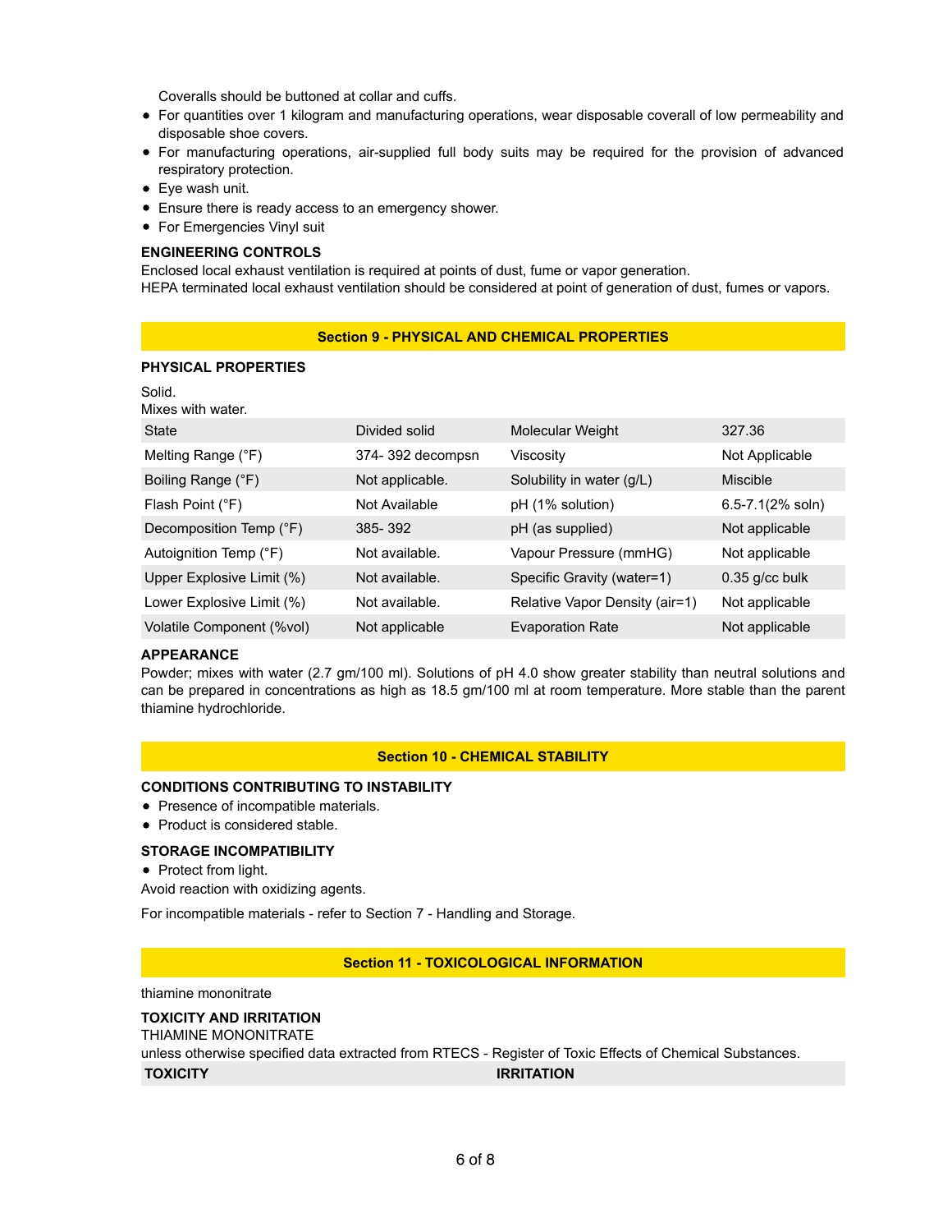Coveralls should be buttoned at collar and cuffs.

- For quantities over 1 kilogram and manufacturing operations, wear disposable coverall of low permeability and disposable shoe covers.
- For manufacturing operations, air-supplied full body suits may be required for the provision of advanced respiratory protection.
- Eye wash unit.
- Ensure there is ready access to an emergency shower.
- For Emergencies Vinyl suit

### ENGINEERING CONTROLS

Enclosed local exhaust ventilation is required at points of dust, fume or vapor generation.
HEPA terminated local exhaust ventilation should be considered at point of generation of dust, fumes or vapors.

## Section 9 - PHYSICAL AND CHEMICAL PROPERTIES

### PHYSICAL PROPERTIES

Solid.
Mixes with water.

| | | | |
|---|---|---|---|
| State | Divided solid | Molecular Weight | 327.36 |
| Melting Range (°F) | 374- 392 decompsn | Viscosity | Not Applicable |
| Boiling Range (°F) | Not applicable. | Solubility in water (g/L) | Miscible |
| Flash Point (°F) | Not Available | pH (1% solution) | 6.5-7.1(2% soln) |
| Decomposition Temp (°F) | 385- 392 | pH (as supplied) | Not applicable |
| Autoignition Temp (°F) | Not available. | Vapour Pressure (mmHG) | Not applicable |
| Upper Explosive Limit (%) | Not available. | Specific Gravity (water=1) | 0.35 g/cc bulk |
| Lower Explosive Limit (%) | Not available. | Relative Vapor Density (air=1) | Not applicable |
| Volatile Component (%vol) | Not applicable | Evaporation Rate | Not applicable |

### APPEARANCE

Powder; mixes with water (2.7 gm/100 ml). Solutions of pH 4.0 show greater stability than neutral solutions and can be prepared in concentrations as high as 18.5 gm/100 ml at room temperature. More stable than the parent thiamine hydrochloride.

## Section 10 - CHEMICAL STABILITY

### CONDITIONS CONTRIBUTING TO INSTABILITY

- Presence of incompatible materials.
- Product is considered stable.

### STORAGE INCOMPATIBILITY

- Protect from light.

Avoid reaction with oxidizing agents.

For incompatible materials - refer to Section 7 - Handling and Storage.

## Section 11 - TOXICOLOGICAL INFORMATION

thiamine mononitrate

### TOXICITY AND IRRITATION

THIAMINE MONONITRATE
unless otherwise specified data extracted from RTECS - Register of Toxic Effects of Chemical Substances.

| TOXICITY | IRRITATION |
|---|---|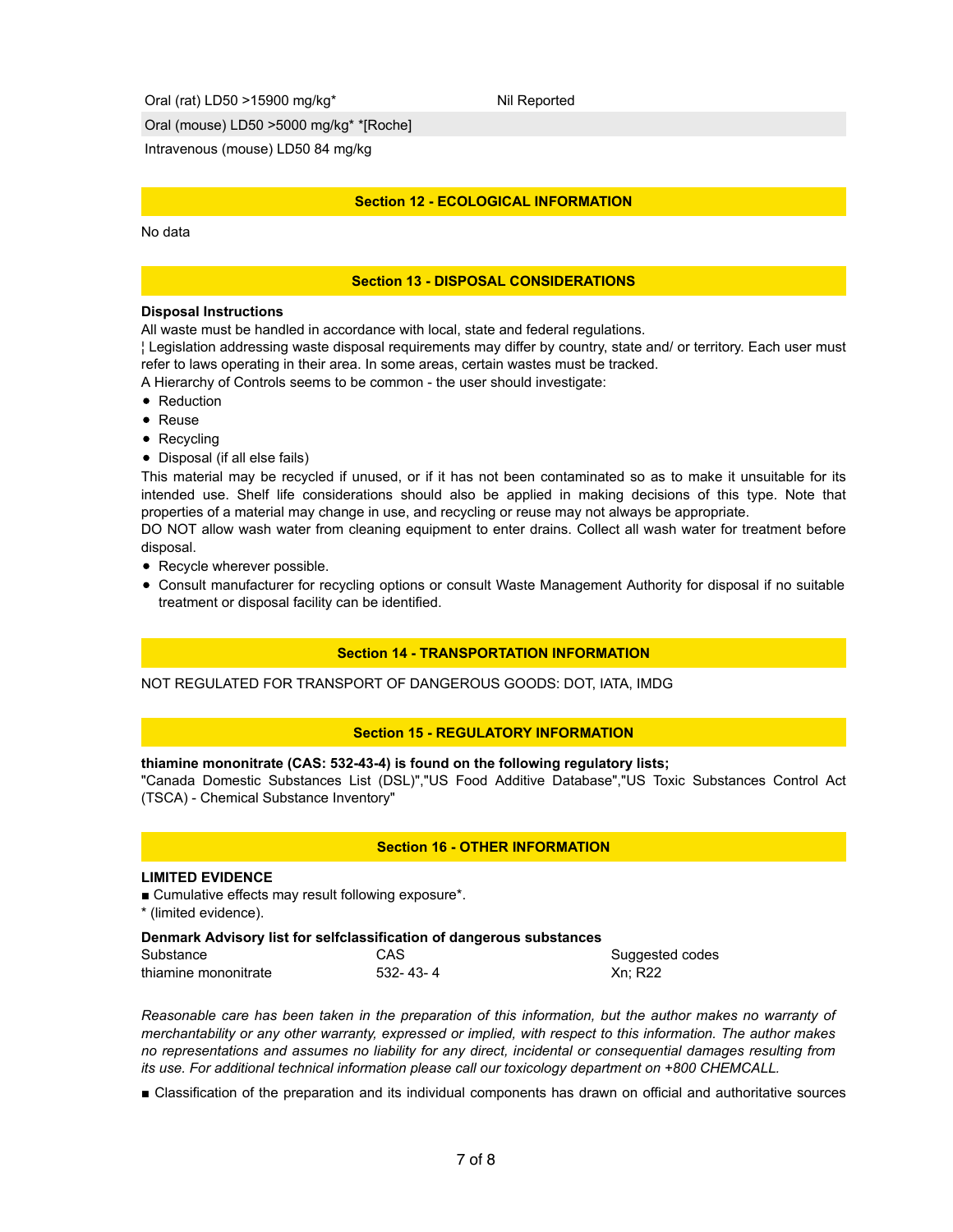| | |
|---|---|
| Oral (rat) LD50 >15900 mg/kg* | Nil Reported |
| Oral (mouse) LD50 >5000 mg/kg* *[Roche] | |
| Intravenous (mouse) LD50 84 mg/kg | |

## Section 12 - ECOLOGICAL INFORMATION

No data

## Section 13 - DISPOSAL CONSIDERATIONS

**Disposal Instructions**

All waste must be handled in accordance with local, state and federal regulations.

¦ Legislation addressing waste disposal requirements may differ by country, state and/ or territory. Each user must refer to laws operating in their area. In some areas, certain wastes must be tracked.

A Hierarchy of Controls seems to be common - the user should investigate:

- Reduction
- Reuse
- Recycling
- Disposal (if all else fails)

This material may be recycled if unused, or if it has not been contaminated so as to make it unsuitable for its intended use. Shelf life considerations should also be applied in making decisions of this type. Note that properties of a material may change in use, and recycling or reuse may not always be appropriate.

DO NOT allow wash water from cleaning equipment to enter drains. Collect all wash water for treatment before disposal.

- Recycle wherever possible.
- Consult manufacturer for recycling options or consult Waste Management Authority for disposal if no suitable treatment or disposal facility can be identified.

## Section 14 - TRANSPORTATION INFORMATION

NOT REGULATED FOR TRANSPORT OF DANGEROUS GOODS: DOT, IATA, IMDG

## Section 15 - REGULATORY INFORMATION

**thiamine mononitrate (CAS: 532-43-4) is found on the following regulatory lists;**

"Canada Domestic Substances List (DSL)","US Food Additive Database","US Toxic Substances Control Act (TSCA) - Chemical Substance Inventory"

## Section 16 - OTHER INFORMATION

**LIMITED EVIDENCE**

■ Cumulative effects may result following exposure*.

* (limited evidence).

**Denmark Advisory list for selfclassification of dangerous substances**

| Substance | CAS | Suggested codes |
|---|---|---|
| thiamine mononitrate | 532- 43- 4 | Xn; R22 |

*Reasonable care has been taken in the preparation of this information, but the author makes no warranty of merchantability or any other warranty, expressed or implied, with respect to this information. The author makes no representations and assumes no liability for any direct, incidental or consequential damages resulting from its use. For additional technical information please call our toxicology department on +800 CHEMCALL.*

■ Classification of the preparation and its individual components has drawn on official and authoritative sources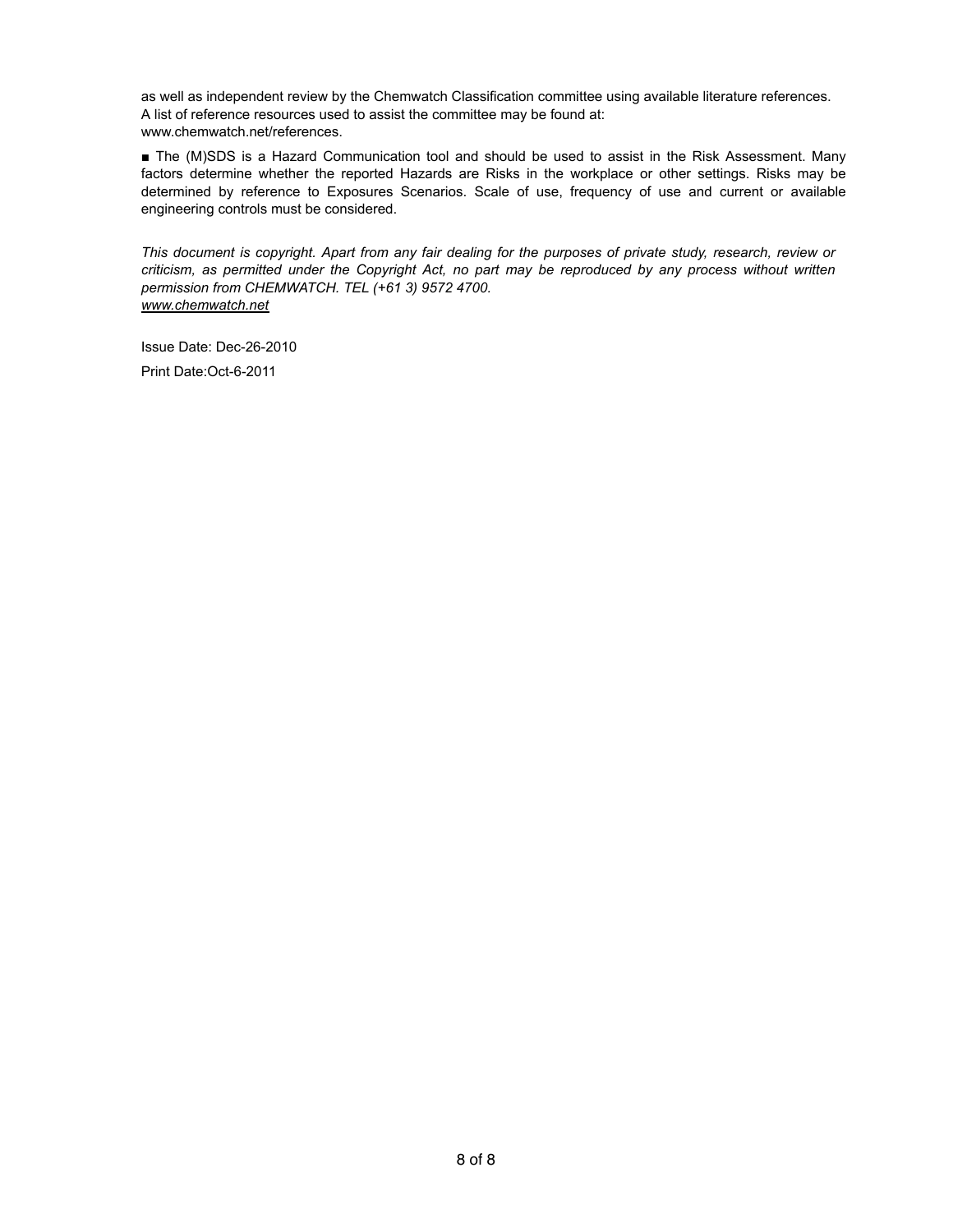as well as independent review by the Chemwatch Classification committee using available literature references.
A list of reference resources used to assist the committee may be found at:
www.chemwatch.net/references.

■ The (M)SDS is a Hazard Communication tool and should be used to assist in the Risk Assessment. Many factors determine whether the reported Hazards are Risks in the workplace or other settings. Risks may be determined by reference to Exposures Scenarios. Scale of use, frequency of use and current or available engineering controls must be considered.

*This document is copyright. Apart from any fair dealing for the purposes of private study, research, review or criticism, as permitted under the Copyright Act, no part may be reproduced by any process without written permission from CHEMWATCH. TEL (+61 3) 9572 4700.*
*www.chemwatch.net*

Issue Date: Dec-26-2010

Print Date:Oct-6-2011